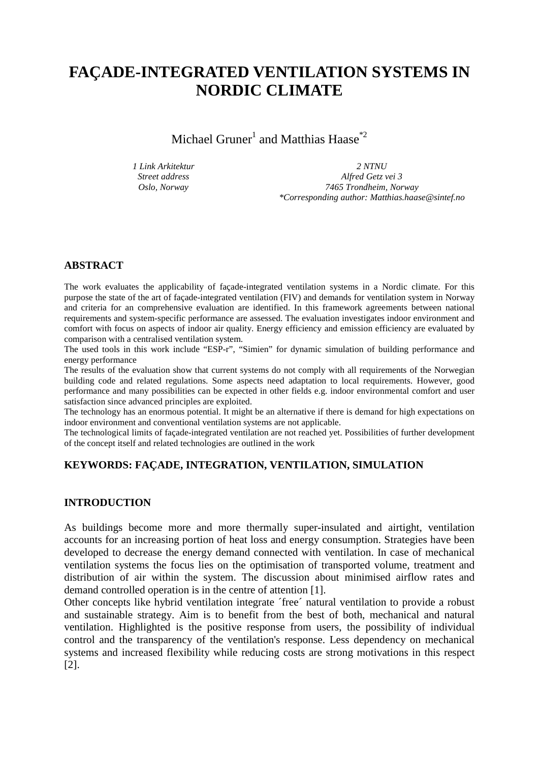# FAÇADE-INTEGRATED VENTILATION SYSTEMS IN NORDIC CLIMATE

Michael Gruner[1] and Matthias Haase[*2]

*1 Link Arkitektur*
*Street address*
*Oslo, Norway*

*2 NTNU*
*Alfred Getz vei 3*
*7465 Trondheim, Norway*
*\*Corresponding author: Matthias.haase@sintef.no*

## ABSTRACT

The work evaluates the applicability of façade-integrated ventilation systems in a Nordic climate. For this purpose the state of the art of façade-integrated ventilation (FIV) and demands for ventilation system in Norway and criteria for an comprehensive evaluation are identified. In this framework agreements between national requirements and system-specific performance are assessed. The evaluation investigates indoor environment and comfort with focus on aspects of indoor air quality. Energy efficiency and emission efficiency are evaluated by comparison with a centralised ventilation system.

The used tools in this work include "ESP-r", "Simien" for dynamic simulation of building performance and energy performance

The results of the evaluation show that current systems do not comply with all requirements of the Norwegian building code and related regulations. Some aspects need adaptation to local requirements. However, good performance and many possibilities can be expected in other fields e.g. indoor environmental comfort and user satisfaction since advanced principles are exploited.

The technology has an enormous potential. It might be an alternative if there is demand for high expectations on indoor environment and conventional ventilation systems are not applicable.

The technological limits of façade-integrated ventilation are not reached yet. Possibilities of further development of the concept itself and related technologies are outlined in the work

## KEYWORDS: FAÇADE, INTEGRATION, VENTILATION, SIMULATION

## INTRODUCTION

As buildings become more and more thermally super-insulated and airtight, ventilation accounts for an increasing portion of heat loss and energy consumption. Strategies have been developed to decrease the energy demand connected with ventilation. In case of mechanical ventilation systems the focus lies on the optimisation of transported volume, treatment and distribution of air within the system. The discussion about minimised airflow rates and demand controlled operation is in the centre of attention [1].

Other concepts like hybrid ventilation integrate ´free´ natural ventilation to provide a robust and sustainable strategy. Aim is to benefit from the best of both, mechanical and natural ventilation. Highlighted is the positive response from users, the possibility of individual control and the transparency of the ventilation's response. Less dependency on mechanical systems and increased flexibility while reducing costs are strong motivations in this respect [2].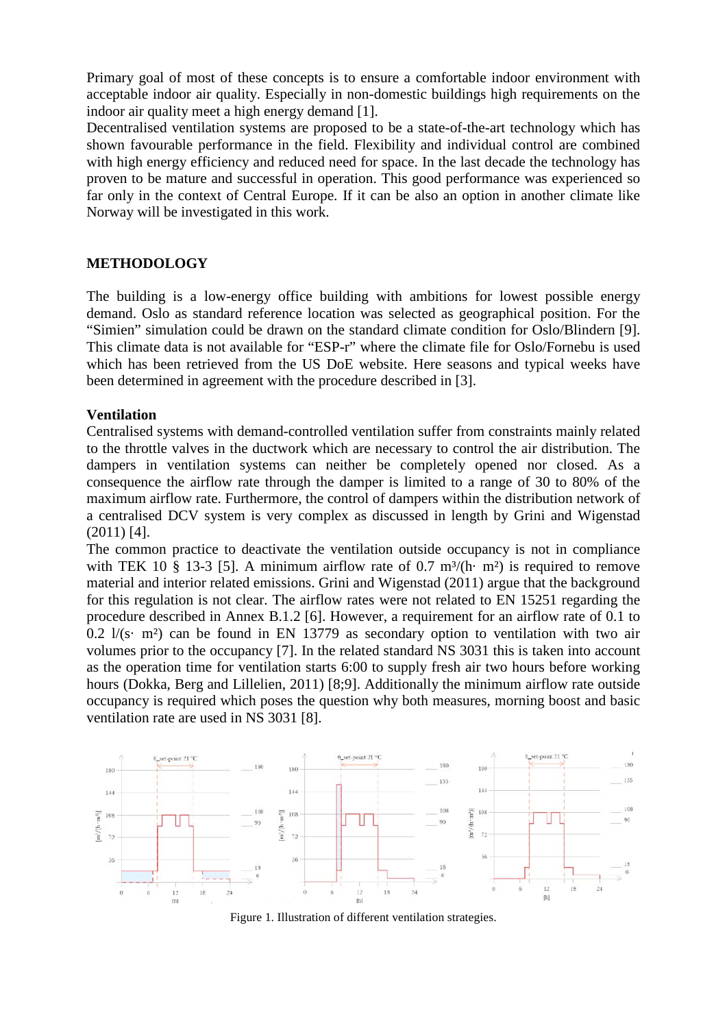Primary goal of most of these concepts is to ensure a comfortable indoor environment with acceptable indoor air quality. Especially in non-domestic buildings high requirements on the indoor air quality meet a high energy demand [1].

Decentralised ventilation systems are proposed to be a state-of-the-art technology which has shown favourable performance in the field. Flexibility and individual control are combined with high energy efficiency and reduced need for space. In the last decade the technology has proven to be mature and successful in operation. This good performance was experienced so far only in the context of Central Europe. If it can be also an option in another climate like Norway will be investigated in this work.

## METHODOLOGY

The building is a low-energy office building with ambitions for lowest possible energy demand. Oslo as standard reference location was selected as geographical position. For the "Simien" simulation could be drawn on the standard climate condition for Oslo/Blindern [9]. This climate data is not available for "ESP-r" where the climate file for Oslo/Fornebu is used which has been retrieved from the US DoE website. Here seasons and typical weeks have been determined in agreement with the procedure described in [3].

### Ventilation

Centralised systems with demand-controlled ventilation suffer from constraints mainly related to the throttle valves in the ductwork which are necessary to control the air distribution. The dampers in ventilation systems can neither be completely opened nor closed. As a consequence the airflow rate through the damper is limited to a range of 30 to 80% of the maximum airflow rate. Furthermore, the control of dampers within the distribution network of a centralised DCV system is very complex as discussed in length by Grini and Wigenstad (2011) [4].

The common practice to deactivate the ventilation outside occupancy is not in compliance with TEK 10 § 13-3 [5]. A minimum airflow rate of 0.7 $m^3/(h \cdot m^2)$ is required to remove material and interior related emissions. Grini and Wigenstad (2011) argue that the background for this regulation is not clear. The airflow rates were not related to EN 15251 regarding the procedure described in Annex B.1.2 [6]. However, a requirement for an airflow rate of 0.1 to 0.2 $l/(s \cdot m^2)$ can be found in EN 13779 as secondary option to ventilation with two air volumes prior to the occupancy [7]. In the related standard NS 3031 this is taken into account as the operation time for ventilation starts 6:00 to supply fresh air two hours before working hours (Dokka, Berg and Lillelien, 2011) [8;9]. Additionally the minimum airflow rate outside occupancy is required which poses the question why both measures, morning boost and basic ventilation rate are used in NS 3031 [8].

Figure 1. Illustration of different ventilation strategies.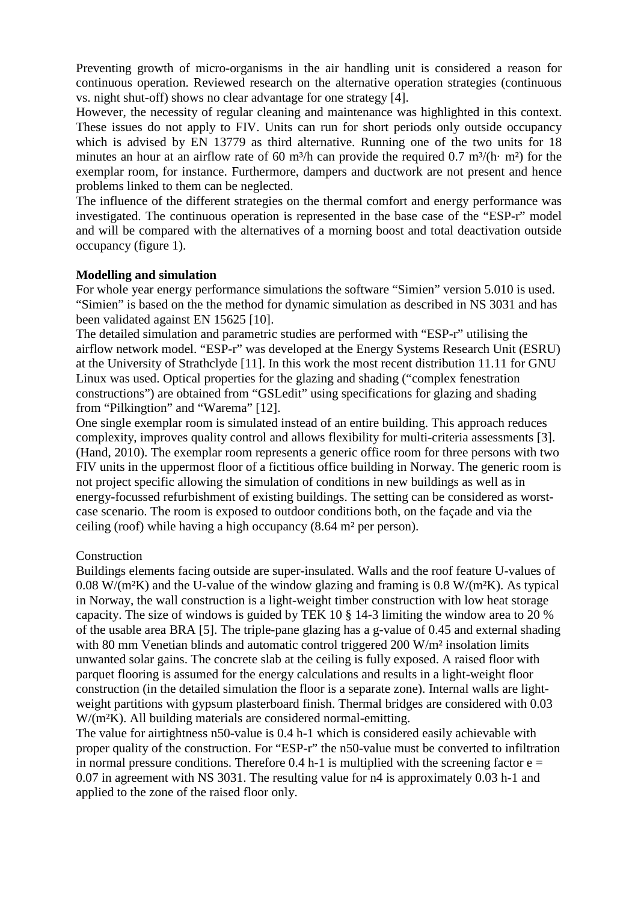Preventing growth of micro-organisms in the air handling unit is considered a reason for continuous operation. Reviewed research on the alternative operation strategies (continuous vs. night shut-off) shows no clear advantage for one strategy [4].

However, the necessity of regular cleaning and maintenance was highlighted in this context. These issues do not apply to FIV. Units can run for short periods only outside occupancy which is advised by EN 13779 as third alternative. Running one of the two units for 18 minutes an hour at an airflow rate of 60 m³/h can provide the required 0.7 m³/(h· m²) for the exemplar room, for instance. Furthermore, dampers and ductwork are not present and hence problems linked to them can be neglected.

The influence of the different strategies on the thermal comfort and energy performance was investigated. The continuous operation is represented in the base case of the "ESP-r" model and will be compared with the alternatives of a morning boost and total deactivation outside occupancy (figure 1).

**Modelling and simulation**

For whole year energy performance simulations the software "Simien" version 5.010 is used. "Simien" is based on the the method for dynamic simulation as described in NS 3031 and has been validated against EN 15625 [10].

The detailed simulation and parametric studies are performed with "ESP-r" utilising the airflow network model. "ESP-r" was developed at the Energy Systems Research Unit (ESRU) at the University of Strathclyde [11]. In this work the most recent distribution 11.11 for GNU Linux was used. Optical properties for the glazing and shading ("complex fenestration constructions") are obtained from "GSLedit" using specifications for glazing and shading from "Pilkingtion" and "Warema" [12].

One single exemplar room is simulated instead of an entire building. This approach reduces complexity, improves quality control and allows flexibility for multi-criteria assessments [3]. (Hand, 2010). The exemplar room represents a generic office room for three persons with two FIV units in the uppermost floor of a fictitious office building in Norway. The generic room is not project specific allowing the simulation of conditions in new buildings as well as in energy-focussed refurbishment of existing buildings. The setting can be considered as worst-case scenario. The room is exposed to outdoor conditions both, on the façade and via the ceiling (roof) while having a high occupancy (8.64 m² per person).

Construction

Buildings elements facing outside are super-insulated. Walls and the roof feature U-values of 0.08 W/(m²K) and the U-value of the window glazing and framing is 0.8 W/(m²K). As typical in Norway, the wall construction is a light-weight timber construction with low heat storage capacity. The size of windows is guided by TEK 10 § 14-3 limiting the window area to 20 % of the usable area BRA [5]. The triple-pane glazing has a g-value of 0.45 and external shading with 80 mm Venetian blinds and automatic control triggered 200 W/m² insolation limits unwanted solar gains. The concrete slab at the ceiling is fully exposed. A raised floor with parquet flooring is assumed for the energy calculations and results in a light-weight floor construction (in the detailed simulation the floor is a separate zone). Internal walls are light-weight partitions with gypsum plasterboard finish. Thermal bridges are considered with 0.03 W/(m²K). All building materials are considered normal-emitting.

The value for airtightness n50-value is 0.4 h-1 which is considered easily achievable with proper quality of the construction. For "ESP-r" the n50-value must be converted to infiltration in normal pressure conditions. Therefore 0.4 h-1 is multiplied with the screening factor e = 0.07 in agreement with NS 3031. The resulting value for n4 is approximately 0.03 h-1 and applied to the zone of the raised floor only.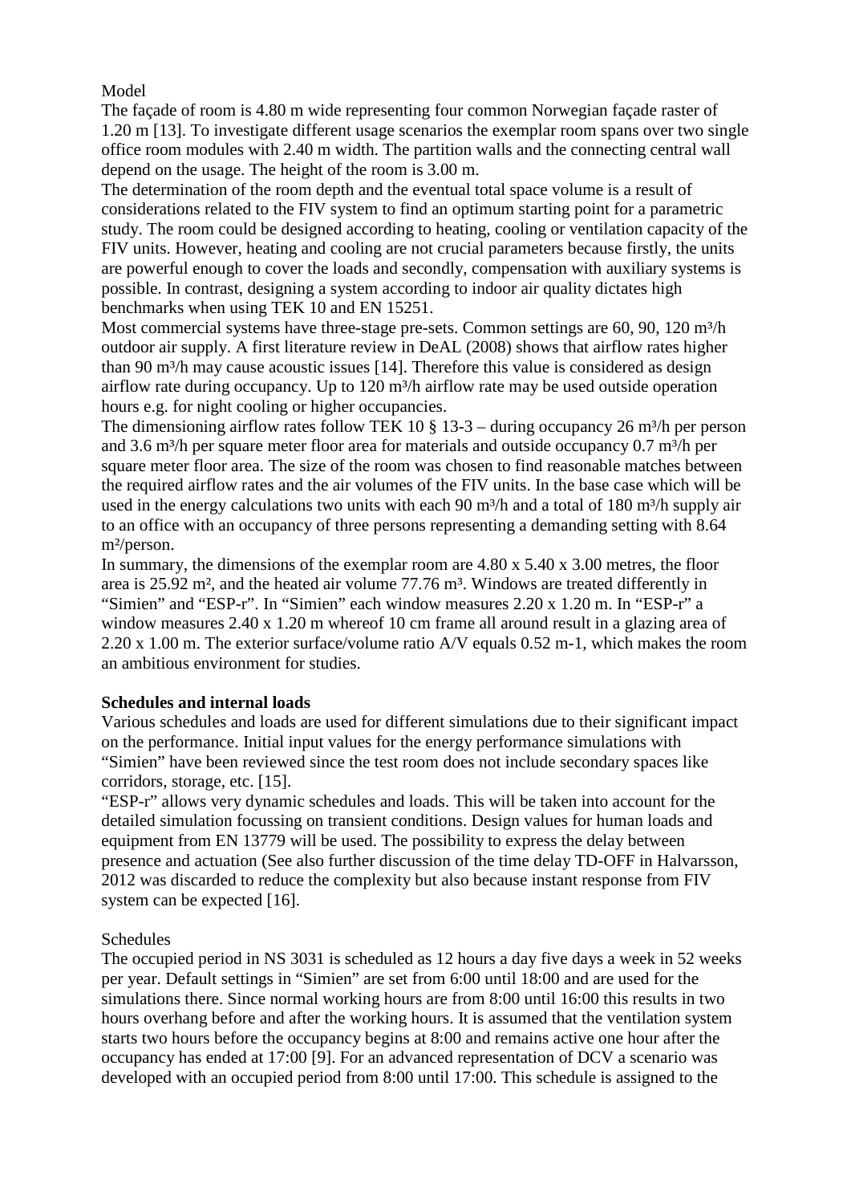Model

The façade of room is 4.80 m wide representing four common Norwegian façade raster of 1.20 m [13]. To investigate different usage scenarios the exemplar room spans over two single office room modules with 2.40 m width. The partition walls and the connecting central wall depend on the usage. The height of the room is 3.00 m.

The determination of the room depth and the eventual total space volume is a result of considerations related to the FIV system to find an optimum starting point for a parametric study. The room could be designed according to heating, cooling or ventilation capacity of the FIV units. However, heating and cooling are not crucial parameters because firstly, the units are powerful enough to cover the loads and secondly, compensation with auxiliary systems is possible. In contrast, designing a system according to indoor air quality dictates high benchmarks when using TEK 10 and EN 15251.

Most commercial systems have three-stage pre-sets. Common settings are 60, 90, 120 m³/h outdoor air supply. A first literature review in DeAL (2008) shows that airflow rates higher than 90 m³/h may cause acoustic issues [14]. Therefore this value is considered as design airflow rate during occupancy. Up to 120 m³/h airflow rate may be used outside operation hours e.g. for night cooling or higher occupancies.

The dimensioning airflow rates follow TEK 10 § 13-3 – during occupancy 26 m³/h per person and 3.6 m³/h per square meter floor area for materials and outside occupancy 0.7 m³/h per square meter floor area. The size of the room was chosen to find reasonable matches between the required airflow rates and the air volumes of the FIV units. In the base case which will be used in the energy calculations two units with each 90 m³/h and a total of 180 m³/h supply air to an office with an occupancy of three persons representing a demanding setting with 8.64 m²/person.

In summary, the dimensions of the exemplar room are 4.80 x 5.40 x 3.00 metres, the floor area is 25.92 m², and the heated air volume 77.76 m³. Windows are treated differently in "Simien" and "ESP-r". In "Simien" each window measures 2.20 x 1.20 m. In "ESP-r" a window measures 2.40 x 1.20 m whereof 10 cm frame all around result in a glazing area of 2.20 x 1.00 m. The exterior surface/volume ratio A/V equals 0.52 m-1, which makes the room an ambitious environment for studies.

**Schedules and internal loads**

Various schedules and loads are used for different simulations due to their significant impact on the performance. Initial input values for the energy performance simulations with "Simien" have been reviewed since the test room does not include secondary spaces like corridors, storage, etc. [15].

"ESP-r" allows very dynamic schedules and loads. This will be taken into account for the detailed simulation focussing on transient conditions. Design values for human loads and equipment from EN 13779 will be used. The possibility to express the delay between presence and actuation (See also further discussion of the time delay TD-OFF in Halvarsson, 2012 was discarded to reduce the complexity but also because instant response from FIV system can be expected [16].

Schedules

The occupied period in NS 3031 is scheduled as 12 hours a day five days a week in 52 weeks per year. Default settings in "Simien" are set from 6:00 until 18:00 and are used for the simulations there. Since normal working hours are from 8:00 until 16:00 this results in two hours overhang before and after the working hours. It is assumed that the ventilation system starts two hours before the occupancy begins at 8:00 and remains active one hour after the occupancy has ended at 17:00 [9]. For an advanced representation of DCV a scenario was developed with an occupied period from 8:00 until 17:00. This schedule is assigned to the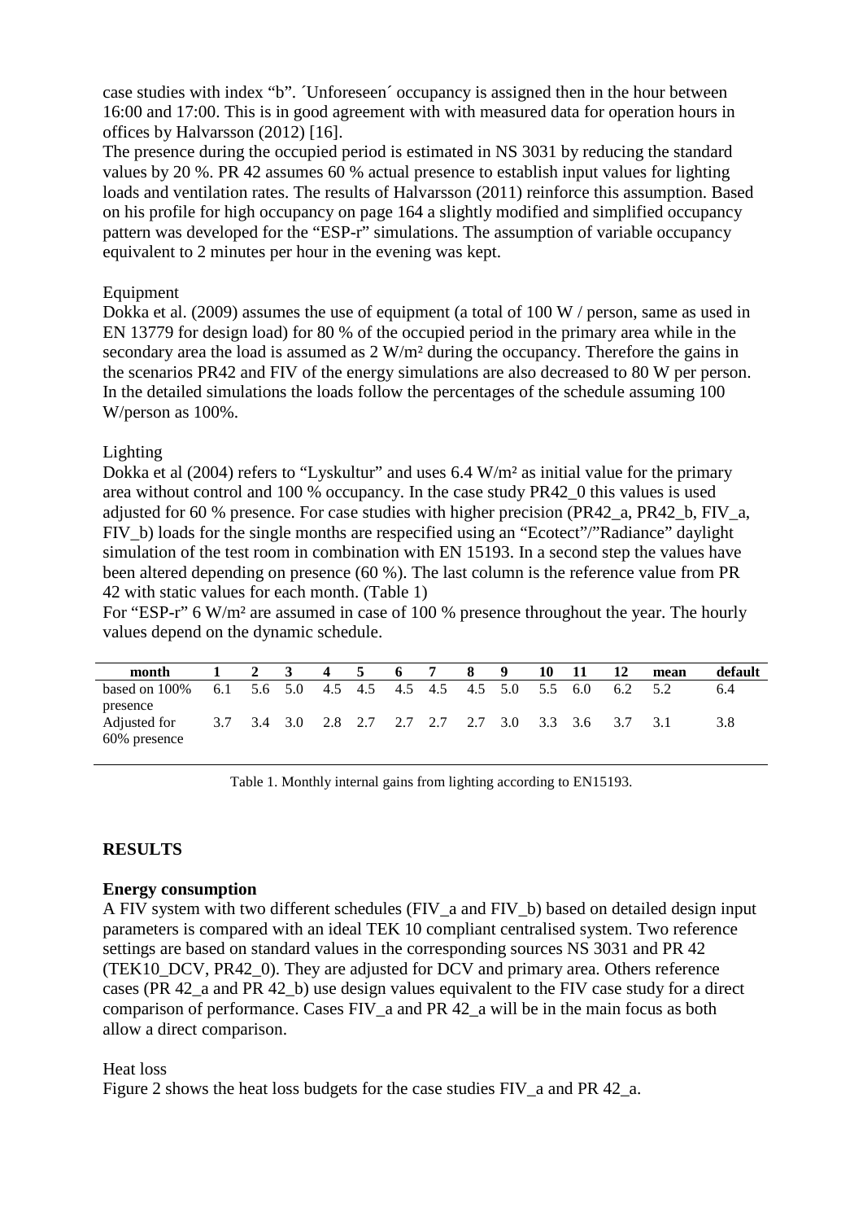case studies with index "b". ´Unforeseen´ occupancy is assigned then in the hour between 16:00 and 17:00. This is in good agreement with with measured data for operation hours in offices by Halvarsson (2012) [16].

The presence during the occupied period is estimated in NS 3031 by reducing the standard values by 20 %. PR 42 assumes 60 % actual presence to establish input values for lighting loads and ventilation rates. The results of Halvarsson (2011) reinforce this assumption. Based on his profile for high occupancy on page 164 a slightly modified and simplified occupancy pattern was developed for the "ESP-r" simulations. The assumption of variable occupancy equivalent to 2 minutes per hour in the evening was kept.

Equipment

Dokka et al. (2009) assumes the use of equipment (a total of 100 W / person, same as used in EN 13779 for design load) for 80 % of the occupied period in the primary area while in the secondary area the load is assumed as 2 W/m² during the occupancy. Therefore the gains in the scenarios PR42 and FIV of the energy simulations are also decreased to 80 W per person. In the detailed simulations the loads follow the percentages of the schedule assuming 100 W/person as 100%.

Lighting

Dokka et al (2004) refers to "Lyskultur" and uses 6.4 W/m² as initial value for the primary area without control and 100 % occupancy. In the case study PR42_0 this values is used adjusted for 60 % presence. For case studies with higher precision (PR42_a, PR42_b, FIV_a, FIV_b) loads for the single months are respecified using an "Ecotect"/"Radiance" daylight simulation of the test room in combination with EN 15193. In a second step the values have been altered depending on presence (60 %). The last column is the reference value from PR 42 with static values for each month. (Table 1)

For "ESP-r" 6 W/m² are assumed in case of 100 % presence throughout the year. The hourly values depend on the dynamic schedule.

| month | 1 | 2 | 3 | 4 | 5 | 6 | 7 | 8 | 9 | 10 | 11 | 12 | mean | default |
|---|---|---|---|---|---|---|---|---|---|---|---|---|---|---|
| based on 100% presence | 6.1 | 5.6 | 5.0 | 4.5 | 4.5 | 4.5 | 4.5 | 4.5 | 5.0 | 5.5 | 6.0 | 6.2 | 5.2 | 6.4 |
| Adjusted for 60% presence | 3.7 | 3.4 | 3.0 | 2.8 | 2.7 | 2.7 | 2.7 | 2.7 | 3.0 | 3.3 | 3.6 | 3.7 | 3.1 | 3.8 |

Table 1. Monthly internal gains from lighting according to EN15193.

## RESULTS

### Energy consumption

A FIV system with two different schedules (FIV_a and FIV_b) based on detailed design input parameters is compared with an ideal TEK 10 compliant centralised system. Two reference settings are based on standard values in the corresponding sources NS 3031 and PR 42 (TEK10_DCV, PR42_0). They are adjusted for DCV and primary area. Others reference cases (PR 42_a and PR 42_b) use design values equivalent to the FIV case study for a direct comparison of performance. Cases FIV_a and PR 42_a will be in the main focus as both allow a direct comparison.

Heat loss

Figure 2 shows the heat loss budgets for the case studies FIV_a and PR 42_a.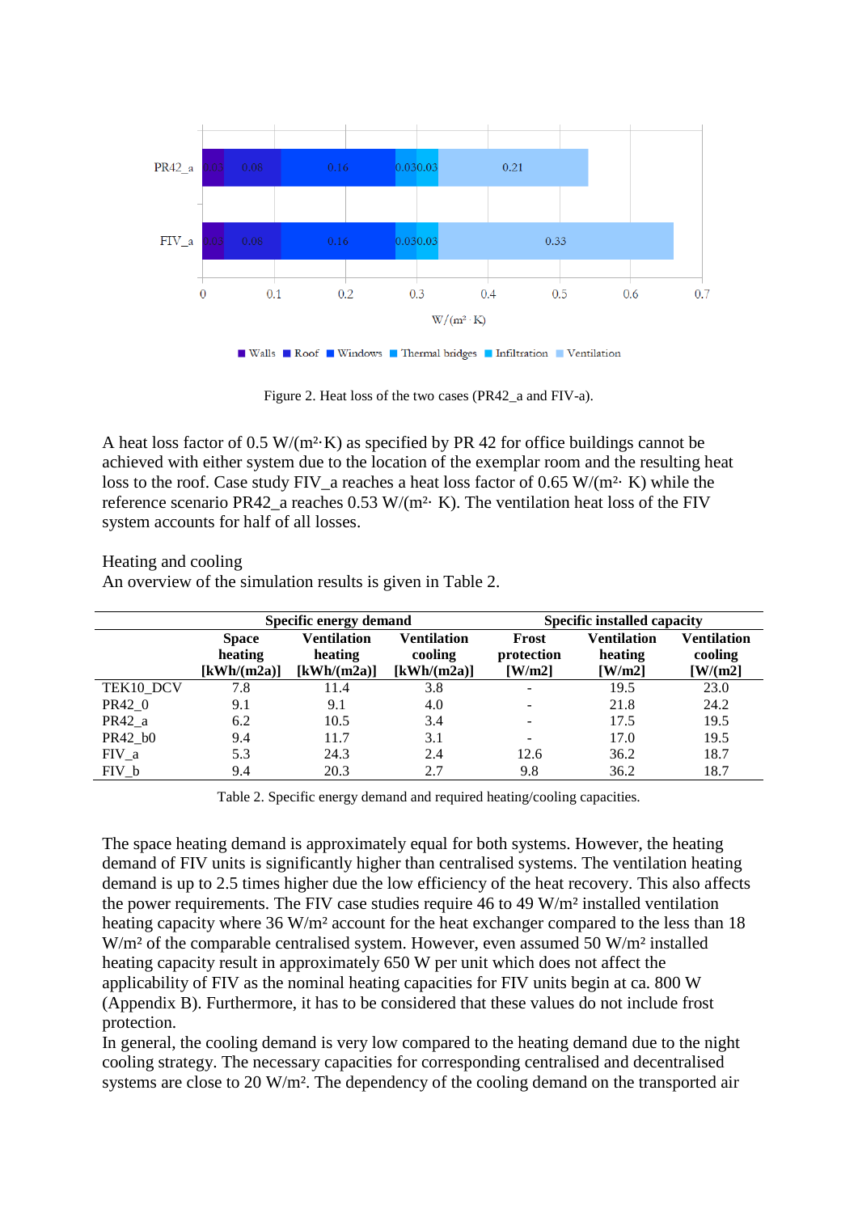Figure 2. Heat loss of the two cases (PR42_a and FIV-a).

A heat loss factor of 0.5 W/(m²·K) as specified by PR 42 for office buildings cannot be achieved with either system due to the location of the exemplar room and the resulting heat loss to the roof. Case study FIV_a reaches a heat loss factor of 0.65 W/(m²· K) while the reference scenario PR42_a reaches 0.53 W/(m²· K). The ventilation heat loss of the FIV system accounts for half of all losses.

Heating and cooling

An overview of the simulation results is given in Table 2.

| | Specific energy demand | | | Specific installed capacity | | |
|---|---|---|---|---|---|---|
| | Space heating [kWh/(m2a)] | Ventilation heating [kWh/(m2a)] | Ventilation cooling [kWh/(m2a)] | Frost protection [W/m2] | Ventilation heating [W/m2] | Ventilation cooling [W/(m2] |
| TEK10_DCV | 7.8 | 11.4 | 3.8 | - | 19.5 | 23.0 |
| PR42_0 | 9.1 | 9.1 | 4.0 | - | 21.8 | 24.2 |
| PR42_a | 6.2 | 10.5 | 3.4 | - | 17.5 | 19.5 |
| PR42_b0 | 9.4 | 11.7 | 3.1 | - | 17.0 | 19.5 |
| FIV_a | 5.3 | 24.3 | 2.4 | 12.6 | 36.2 | 18.7 |
| FIV_b | 9.4 | 20.3 | 2.7 | 9.8 | 36.2 | 18.7 |

Table 2. Specific energy demand and required heating/cooling capacities.

The space heating demand is approximately equal for both systems. However, the heating demand of FIV units is significantly higher than centralised systems. The ventilation heating demand is up to 2.5 times higher due the low efficiency of the heat recovery. This also affects the power requirements. The FIV case studies require 46 to 49 W/m² installed ventilation heating capacity where 36 W/m² account for the heat exchanger compared to the less than 18 W/m² of the comparable centralised system. However, even assumed 50 W/m² installed heating capacity result in approximately 650 W per unit which does not affect the applicability of FIV as the nominal heating capacities for FIV units begin at ca. 800 W (Appendix B). Furthermore, it has to be considered that these values do not include frost protection.

In general, the cooling demand is very low compared to the heating demand due to the night cooling strategy. The necessary capacities for corresponding centralised and decentralised systems are close to 20 W/m². The dependency of the cooling demand on the transported air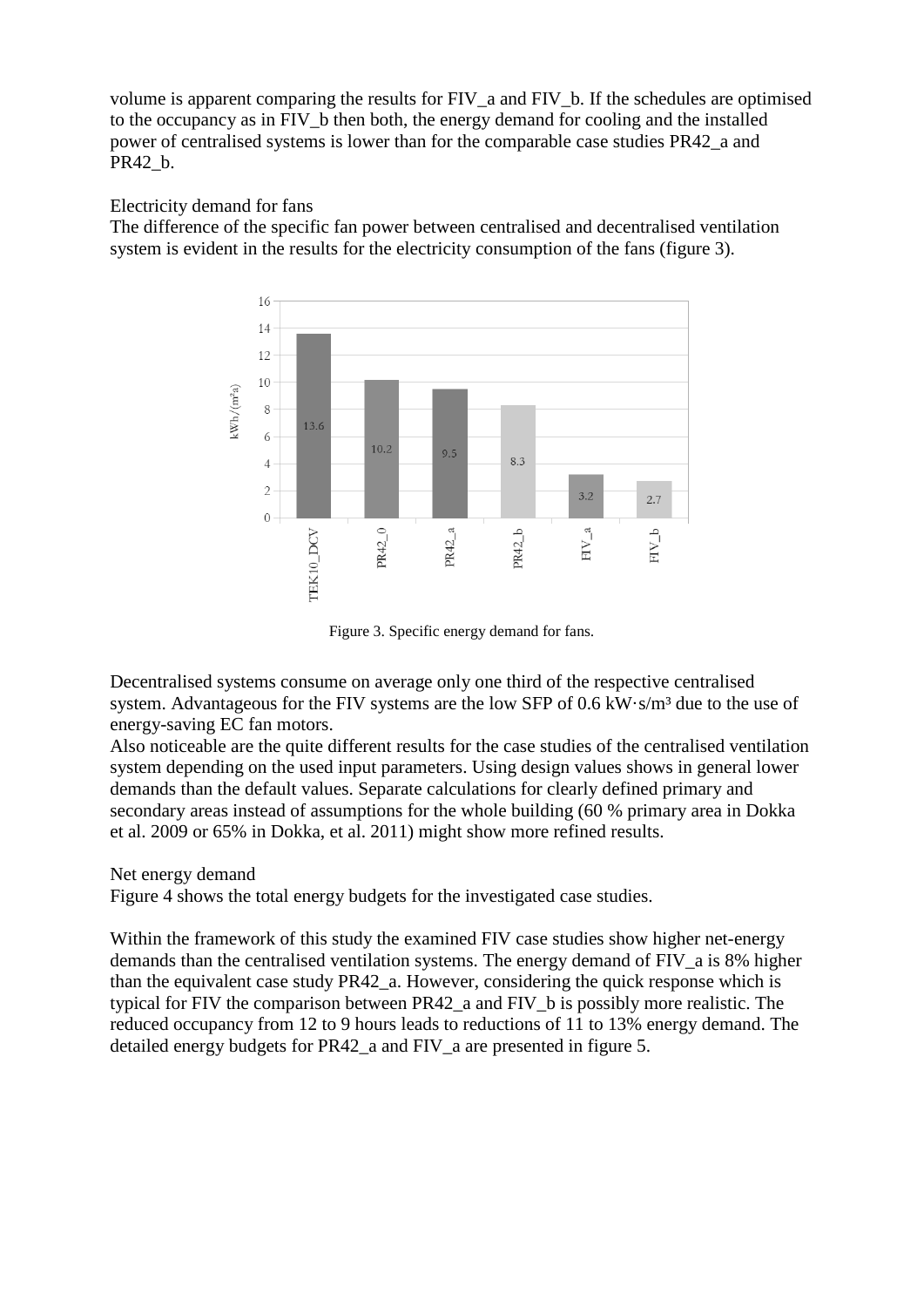volume is apparent comparing the results for FIV_a and FIV_b. If the schedules are optimised to the occupancy as in FIV_b then both, the energy demand for cooling and the installed power of centralised systems is lower than for the comparable case studies PR42_a and PR42_b.

Electricity demand for fans

The difference of the specific fan power between centralised and decentralised ventilation system is evident in the results for the electricity consumption of the fans (figure 3).

Figure 3. Specific energy demand for fans.

Decentralised systems consume on average only one third of the respective centralised system. Advantageous for the FIV systems are the low SFP of 0.6 $kW \cdot s/m^3$ due to the use of energy-saving EC fan motors.

Also noticeable are the quite different results for the case studies of the centralised ventilation system depending on the used input parameters. Using design values shows in general lower demands than the default values. Separate calculations for clearly defined primary and secondary areas instead of assumptions for the whole building (60 % primary area in Dokka et al. 2009 or 65% in Dokka, et al. 2011) might show more refined results.

Net energy demand

Figure 4 shows the total energy budgets for the investigated case studies.

Within the framework of this study the examined FIV case studies show higher net-energy demands than the centralised ventilation systems. The energy demand of FIV_a is 8% higher than the equivalent case study PR42_a. However, considering the quick response which is typical for FIV the comparison between PR42_a and FIV_b is possibly more realistic. The reduced occupancy from 12 to 9 hours leads to reductions of 11 to 13% energy demand. The detailed energy budgets for PR42_a and FIV_a are presented in figure 5.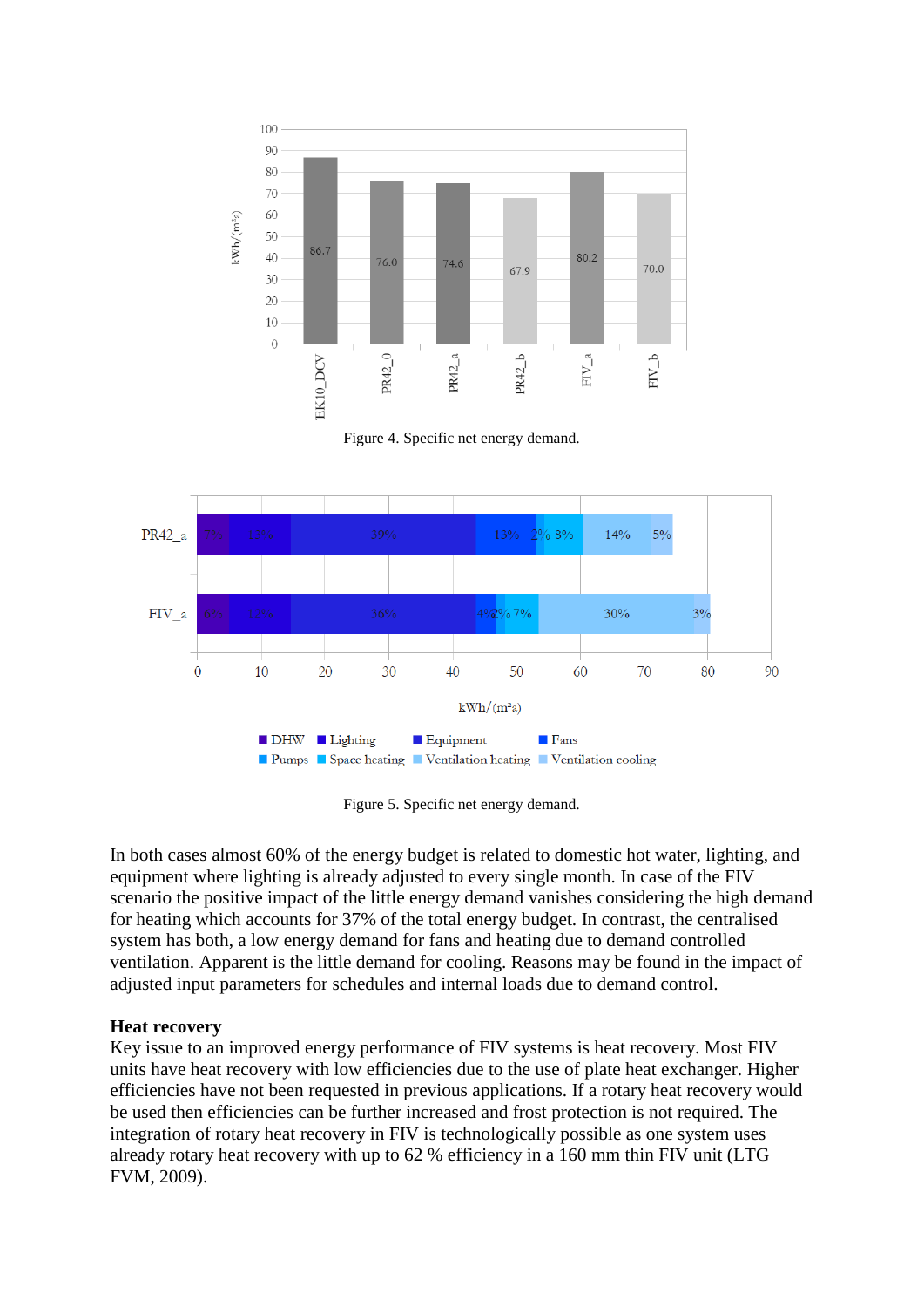Figure 4. Specific net energy demand.

Figure 5. Specific net energy demand.

In both cases almost 60% of the energy budget is related to domestic hot water, lighting, and equipment where lighting is already adjusted to every single month. In case of the FIV scenario the positive impact of the little energy demand vanishes considering the high demand for heating which accounts for 37% of the total energy budget. In contrast, the centralised system has both, a low energy demand for fans and heating due to demand controlled ventilation. Apparent is the little demand for cooling. Reasons may be found in the impact of adjusted input parameters for schedules and internal loads due to demand control.

**Heat recovery**

Key issue to an improved energy performance of FIV systems is heat recovery. Most FIV units have heat recovery with low efficiencies due to the use of plate heat exchanger. Higher efficiencies have not been requested in previous applications. If a rotary heat recovery would be used then efficiencies can be further increased and frost protection is not required. The integration of rotary heat recovery in FIV is technologically possible as one system uses already rotary heat recovery with up to 62 % efficiency in a 160 mm thin FIV unit (LTG FVM, 2009).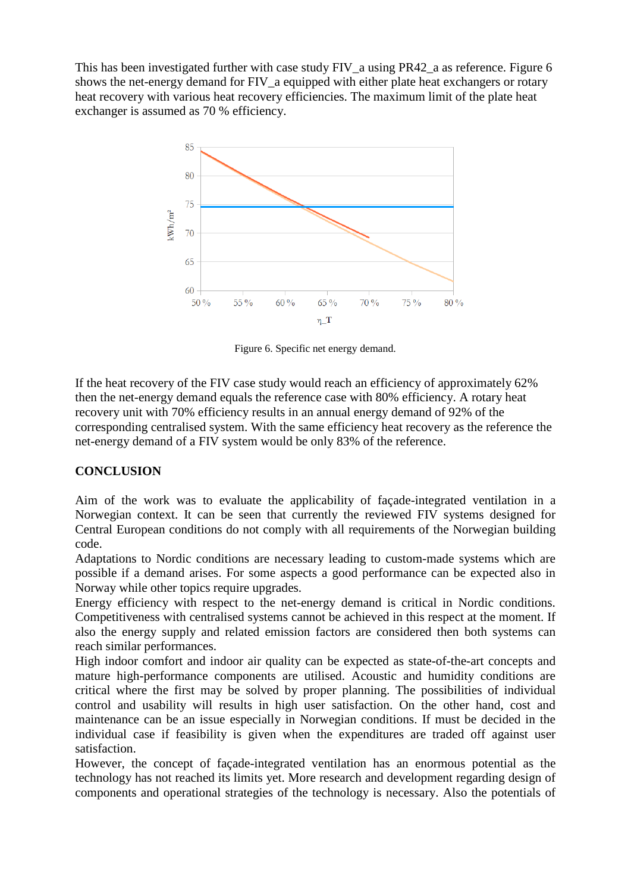This has been investigated further with case study FIV_a using PR42_a as reference. Figure 6 shows the net-energy demand for FIV_a equipped with either plate heat exchangers or rotary heat recovery with various heat recovery efficiencies. The maximum limit of the plate heat exchanger is assumed as 70 % efficiency.

Figure 6. Specific net energy demand.

If the heat recovery of the FIV case study would reach an efficiency of approximately 62% then the net-energy demand equals the reference case with 80% efficiency. A rotary heat recovery unit with 70% efficiency results in an annual energy demand of 92% of the corresponding centralised system. With the same efficiency heat recovery as the reference the net-energy demand of a FIV system would be only 83% of the reference.

## CONCLUSION

Aim of the work was to evaluate the applicability of façade-integrated ventilation in a Norwegian context. It can be seen that currently the reviewed FIV systems designed for Central European conditions do not comply with all requirements of the Norwegian building code.

Adaptations to Nordic conditions are necessary leading to custom-made systems which are possible if a demand arises. For some aspects a good performance can be expected also in Norway while other topics require upgrades.

Energy efficiency with respect to the net-energy demand is critical in Nordic conditions. Competitiveness with centralised systems cannot be achieved in this respect at the moment. If also the energy supply and related emission factors are considered then both systems can reach similar performances.

High indoor comfort and indoor air quality can be expected as state-of-the-art concepts and mature high-performance components are utilised. Acoustic and humidity conditions are critical where the first may be solved by proper planning. The possibilities of individual control and usability will results in high user satisfaction. On the other hand, cost and maintenance can be an issue especially in Norwegian conditions. If must be decided in the individual case if feasibility is given when the expenditures are traded off against user satisfaction.

However, the concept of façade-integrated ventilation has an enormous potential as the technology has not reached its limits yet. More research and development regarding design of components and operational strategies of the technology is necessary. Also the potentials of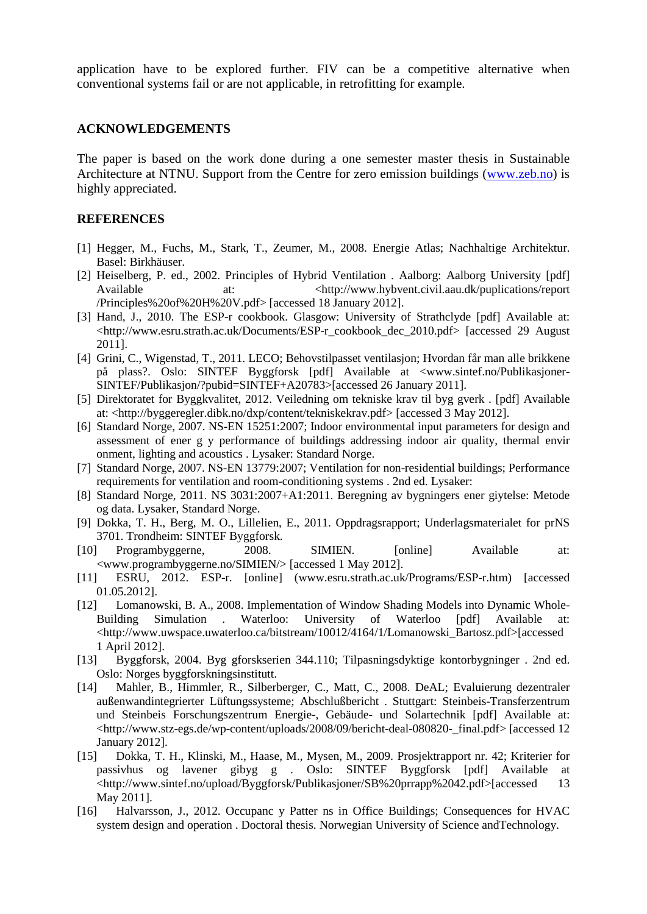application have to be explored further. FIV can be a competitive alternative when conventional systems fail or are not applicable, in retrofitting for example.

## ACKNOWLEDGEMENTS

The paper is based on the work done during a one semester master thesis in Sustainable Architecture at NTNU. Support from the Centre for zero emission buildings (www.zeb.no) is highly appreciated.

## REFERENCES

[1] Hegger, M., Fuchs, M., Stark, T., Zeumer, M., 2008. Energie Atlas; Nachhaltige Architektur. Basel: Birkhäuser.

[2] Heiselberg, P. ed., 2002. Principles of Hybrid Ventilation . Aalborg: Aalborg University [pdf] Available at: <http://www.hybvent.civil.aau.dk/puplications/report /Principles%20of%20H%20V.pdf> [accessed 18 January 2012].

[3] Hand, J., 2010. The ESP-r cookbook. Glasgow: University of Strathclyde [pdf] Available at: <http://www.esru.strath.ac.uk/Documents/ESP-r_cookbook_dec_2010.pdf> [accessed 29 August 2011].

[4] Grini, C., Wigenstad, T., 2011. LECO; Behovstilpasset ventilasjon; Hvordan får man alle brikkene på plass?. Oslo: SINTEF Byggforsk [pdf] Available at <www.sintef.no/Publikasjoner-SINTEF/Publikasjon/?pubid=SINTEF+A20783>[accessed 26 January 2011].

[5] Direktoratet for Byggkvalitet, 2012. Veiledning om tekniske krav til byg gverk . [pdf] Available at: <http://byggeregler.dibk.no/dxp/content/tekniskekrav.pdf> [accessed 3 May 2012].

[6] Standard Norge, 2007. NS-EN 15251:2007; Indoor environmental input parameters for design and assessment of ener g y performance of buildings addressing indoor air quality, thermal envir onment, lighting and acoustics . Lysaker: Standard Norge.

[7] Standard Norge, 2007. NS-EN 13779:2007; Ventilation for non-residential buildings; Performance requirements for ventilation and room-conditioning systems . 2nd ed. Lysaker:

[8] Standard Norge, 2011. NS 3031:2007+A1:2011. Beregning av bygningers ener giytelse: Metode og data. Lysaker, Standard Norge.

[9] Dokka, T. H., Berg, M. O., Lillelien, E., 2011. Oppdragsrapport; Underlagsmaterialet for prNS 3701. Trondheim: SINTEF Byggforsk.

[10] Programbyggerne, 2008. SIMIEN. [online] Available at: <www.programbyggerne.no/SIMIEN/> [accessed 1 May 2012].

[11] ESRU, 2012. ESP-r. [online] (www.esru.strath.ac.uk/Programs/ESP-r.htm) [accessed 01.05.2012].

[12] Lomanowski, B. A., 2008. Implementation of Window Shading Models into Dynamic Whole-Building Simulation . Waterloo: University of Waterloo [pdf] Available at: <http://www.uwspace.uwaterloo.ca/bitstream/10012/4164/1/Lomanowski_Bartosz.pdf>[accessed 1 April 2012].

[13] Byggforsk, 2004. Byg gforskserien 344.110; Tilpasningsdyktige kontorbygninger . 2nd ed. Oslo: Norges byggforskningsinstitutt.

[14] Mahler, B., Himmler, R., Silberberger, C., Matt, C., 2008. DeAL; Evaluierung dezentraler außenwandintegrierter Lüftungssysteme; Abschlußbericht . Stuttgart: Steinbeis-Transferzentrum und Steinbeis Forschungszentrum Energie-, Gebäude- und Solartechnik [pdf] Available at: <http://www.stz-egs.de/wp-content/uploads/2008/09/bericht-deal-080820-_final.pdf> [accessed 12 January 2012].

[15] Dokka, T. H., Klinski, M., Haase, M., Mysen, M., 2009. Prosjektrapport nr. 42; Kriterier for passivhus og lavener gibyg g . Oslo: SINTEF Byggforsk [pdf] Available at <http://www.sintef.no/upload/Byggforsk/Publikasjoner/SB%20prrapp%2042.pdf>[accessed 13 May 2011].

[16] Halvarsson, J., 2012. Occupanc y Patter ns in Office Buildings; Consequences for HVAC system design and operation . Doctoral thesis. Norwegian University of Science andTechnology.